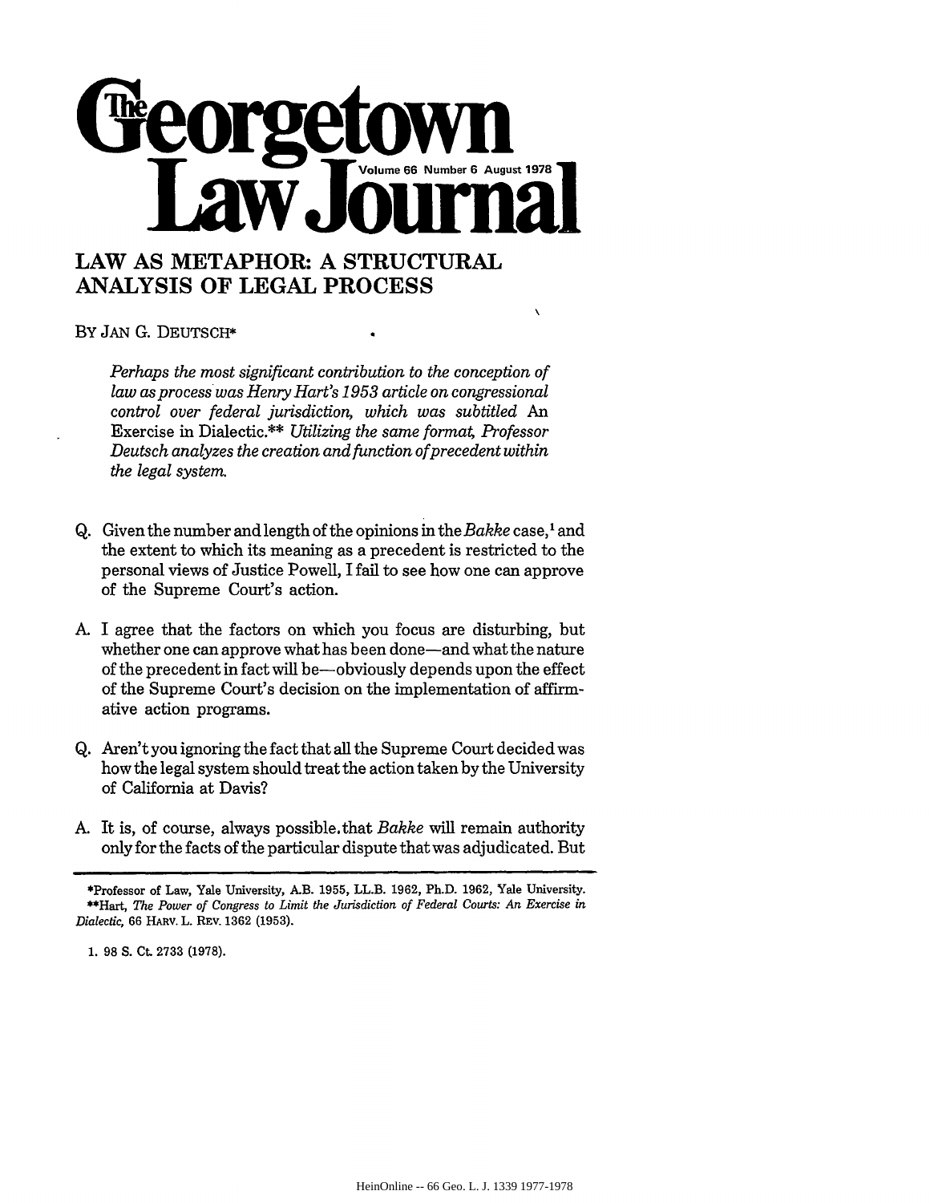# LAW AS METAPHOR: A STRUCTURAL ANALYSIS OF LEGAL PROCESS

BY JAN G. DEUTSCH*

*Perhaps the most significant contribution to the conception of law as process was Henry Hart's 1953 article on congressional control over federal jurisdiction, which was subtitled* An Exercise in Dialectic.** *Utilizing the same format, Professor Deutsch analyzes the creation and function of precedent within the legal system.*

Q. Given the number and length of the opinions in the *Bakke* case,[1] and the extent to which its meaning as a precedent is restricted to the personal views of Justice Powell, I fail to see how one can approve of the Supreme Court's action.

A. I agree that the factors on which you focus are disturbing, but whether one can approve what has been done—and what the nature of the precedent in fact will be—obviously depends upon the effect of the Supreme Court's decision on the implementation of affirmative action programs.

Q. Aren't you ignoring the fact that all the Supreme Court decided was how the legal system should treat the action taken by the University of California at Davis?

A. It is, of course, always possible that *Bakke* will remain authority only for the facts of the particular dispute that was adjudicated. But

---

*Professor of Law, Yale University, A.B. 1955, LL.B. 1962, Ph.D. 1962, Yale University.

**Hart, *The Power of Congress to Limit the Jurisdiction of Federal Courts: An Exercise in Dialectic,* 66 HARV. L. REV. 1362 (1953).

1. 98 S. Ct. 2733 (1978).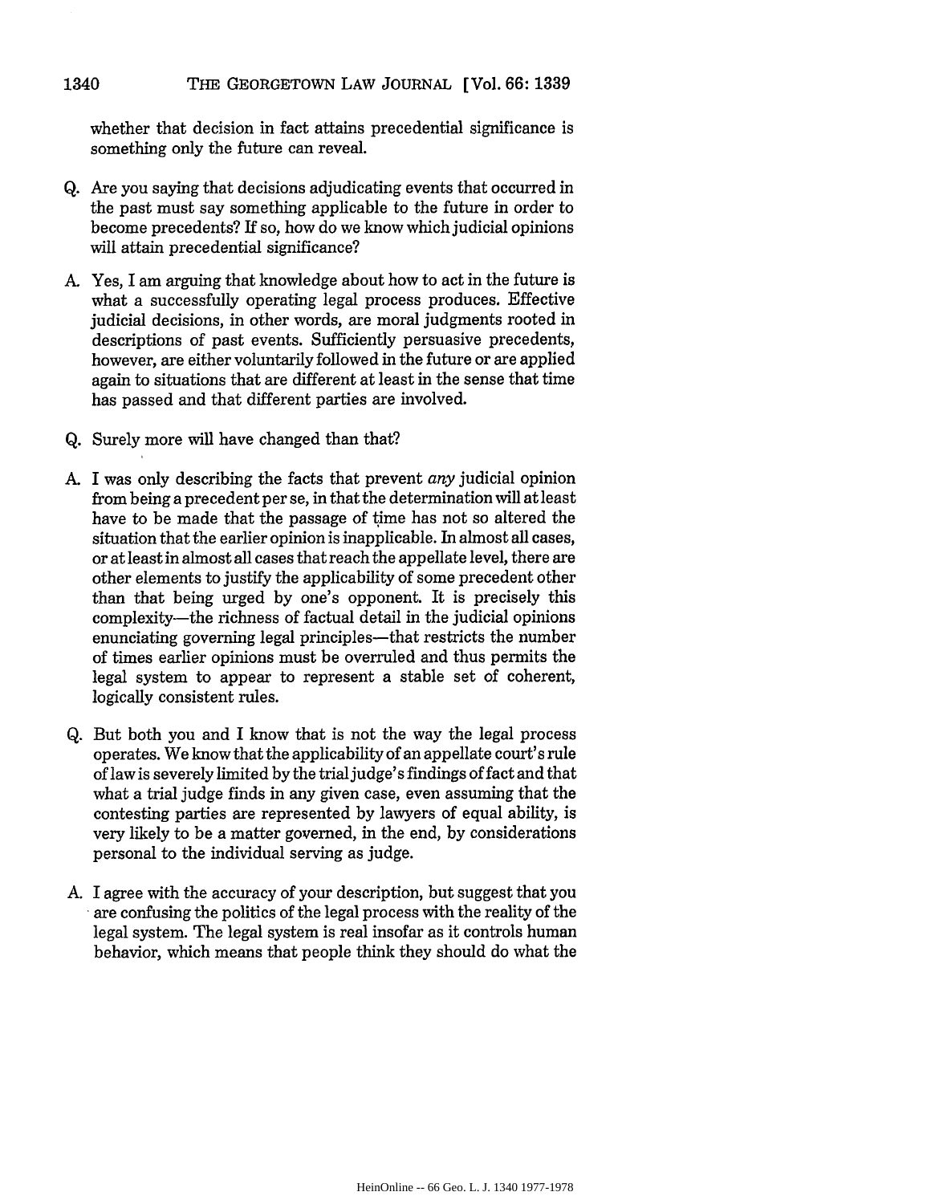whether that decision in fact attains precedential significance is something only the future can reveal.

Q. Are you saying that decisions adjudicating events that occurred in the past must say something applicable to the future in order to become precedents? If so, how do we know which judicial opinions will attain precedential significance?

A. Yes, I am arguing that knowledge about how to act in the future is what a successfully operating legal process produces. Effective judicial decisions, in other words, are moral judgments rooted in descriptions of past events. Sufficiently persuasive precedents, however, are either voluntarily followed in the future or are applied again to situations that are different at least in the sense that time has passed and that different parties are involved.

Q. Surely more will have changed than that?

A. I was only describing the facts that prevent *any* judicial opinion from being a precedent per se, in that the determination will at least have to be made that the passage of time has not so altered the situation that the earlier opinion is inapplicable. In almost all cases, or at least in almost all cases that reach the appellate level, there are other elements to justify the applicability of some precedent other than that being urged by one's opponent. It is precisely this complexity—the richness of factual detail in the judicial opinions enunciating governing legal principles—that restricts the number of times earlier opinions must be overruled and thus permits the legal system to appear to represent a stable set of coherent, logically consistent rules.

Q. But both you and I know that is not the way the legal process operates. We know that the applicability of an appellate court's rule of law is severely limited by the trial judge's findings of fact and that what a trial judge finds in any given case, even assuming that the contesting parties are represented by lawyers of equal ability, is very likely to be a matter governed, in the end, by considerations personal to the individual serving as judge.

A. I agree with the accuracy of your description, but suggest that you are confusing the politics of the legal process with the reality of the legal system. The legal system is real insofar as it controls human behavior, which means that people think they should do what the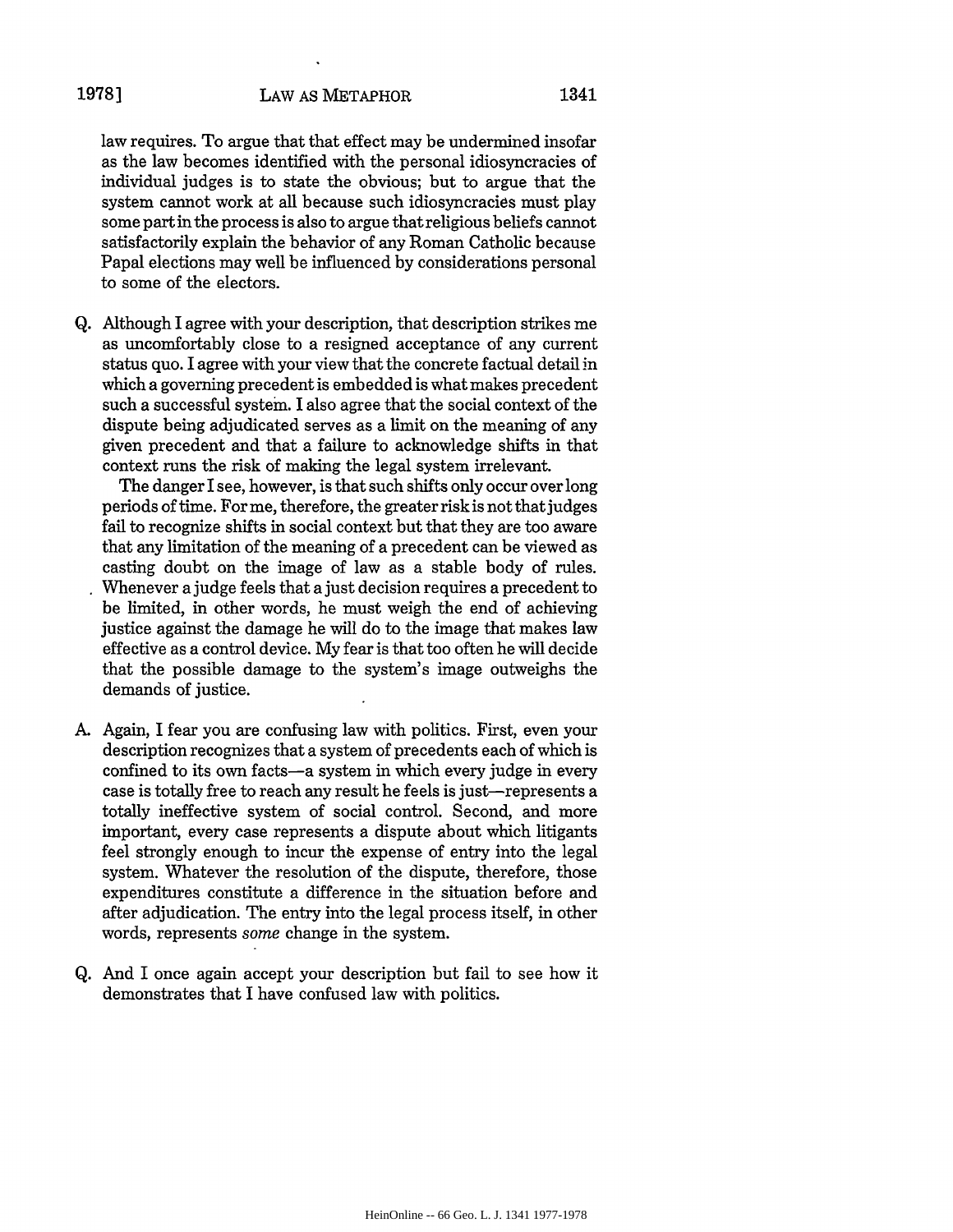law requires. To argue that that effect may be undermined insofar as the law becomes identified with the personal idiosyncracies of individual judges is to state the obvious; but to argue that the system cannot work at all because such idiosyncracies must play some part in the process is also to argue that religious beliefs cannot satisfactorily explain the behavior of any Roman Catholic because Papal elections may well be influenced by considerations personal to some of the electors.

Q. Although I agree with your description, that description strikes me as uncomfortably close to a resigned acceptance of any current status quo. I agree with your view that the concrete factual detail in which a governing precedent is embedded is what makes precedent such a successful system. I also agree that the social context of the dispute being adjudicated serves as a limit on the meaning of any given precedent and that a failure to acknowledge shifts in that context runs the risk of making the legal system irrelevant.

The danger I see, however, is that such shifts only occur over long periods of time. For me, therefore, the greater risk is not that judges fail to recognize shifts in social context but that they are too aware that any limitation of the meaning of a precedent can be viewed as casting doubt on the image of law as a stable body of rules. Whenever a judge feels that a just decision requires a precedent to be limited, in other words, he must weigh the end of achieving justice against the damage he will do to the image that makes law effective as a control device. My fear is that too often he will decide that the possible damage to the system's image outweighs the demands of justice.

A. Again, I fear you are confusing law with politics. First, even your description recognizes that a system of precedents each of which is confined to its own facts—a system in which every judge in every case is totally free to reach any result he feels is just—represents a totally ineffective system of social control. Second, and more important, every case represents a dispute about which litigants feel strongly enough to incur the expense of entry into the legal system. Whatever the resolution of the dispute, therefore, those expenditures constitute a difference in the situation before and after adjudication. The entry into the legal process itself, in other words, represents *some* change in the system.

Q. And I once again accept your description but fail to see how it demonstrates that I have confused law with politics.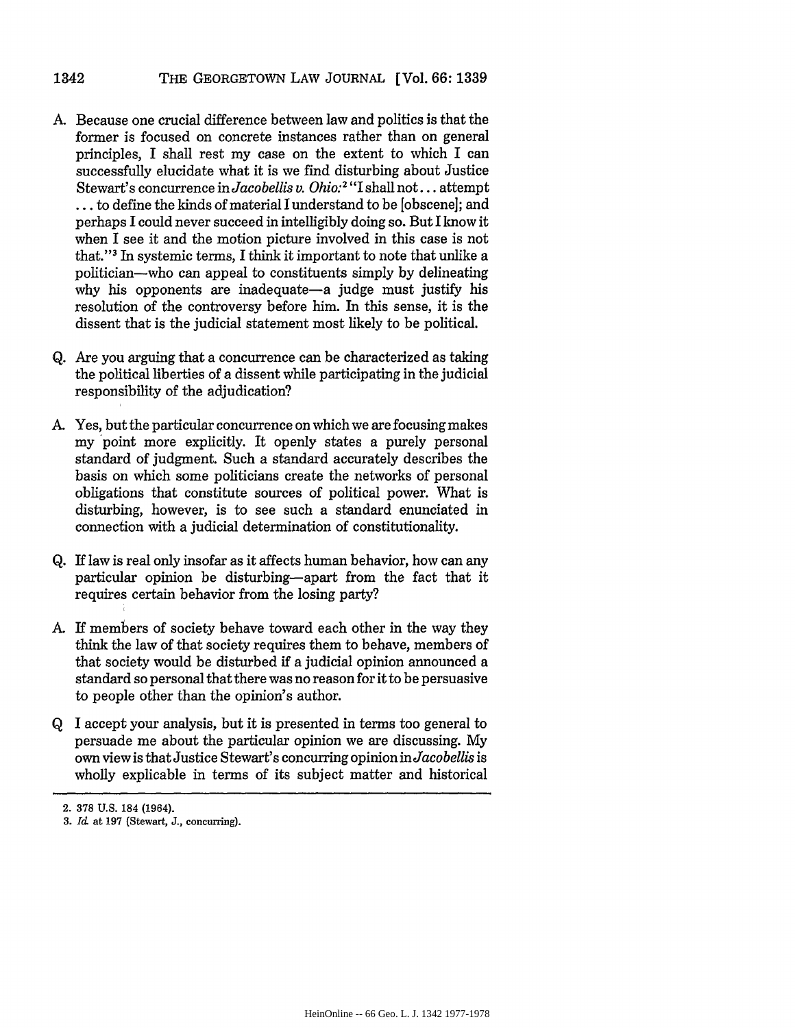A. Because one crucial difference between law and politics is that the former is focused on concrete instances rather than on general principles, I shall rest my case on the extent to which I can successfully elucidate what it is we find disturbing about Justice Stewart's concurrence in *Jacobellis v. Ohio:*[2] "I shall not . . . attempt . . . to define the kinds of material I understand to be [obscene]; and perhaps I could never succeed in intelligibly doing so. But I know it when I see it and the motion picture involved in this case is not that."[3] In systemic terms, I think it important to note that unlike a politician—who can appeal to constituents simply by delineating why his opponents are inadequate—a judge must justify his resolution of the controversy before him. In this sense, it is the dissent that is the judicial statement most likely to be political.

Q. Are you arguing that a concurrence can be characterized as taking the political liberties of a dissent while participating in the judicial responsibility of the adjudication?

A. Yes, but the particular concurrence on which we are focusing makes my point more explicitly. It openly states a purely personal standard of judgment. Such a standard accurately describes the basis on which some politicians create the networks of personal obligations that constitute sources of political power. What is disturbing, however, is to see such a standard enunciated in connection with a judicial determination of constitutionality.

Q. If law is real only insofar as it affects human behavior, how can any particular opinion be disturbing—apart from the fact that it requires certain behavior from the losing party?

A. If members of society behave toward each other in the way they think the law of that society requires them to behave, members of that society would be disturbed if a judicial opinion announced a standard so personal that there was no reason for it to be persuasive to people other than the opinion's author.

Q I accept your analysis, but it is presented in terms too general to persuade me about the particular opinion we are discussing. My own view is that Justice Stewart's concurring opinion in *Jacobellis* is wholly explicable in terms of its subject matter and historical

---

2. 378 U.S. 184 (1964).
3. *Id.* at 197 (Stewart, J., concurring).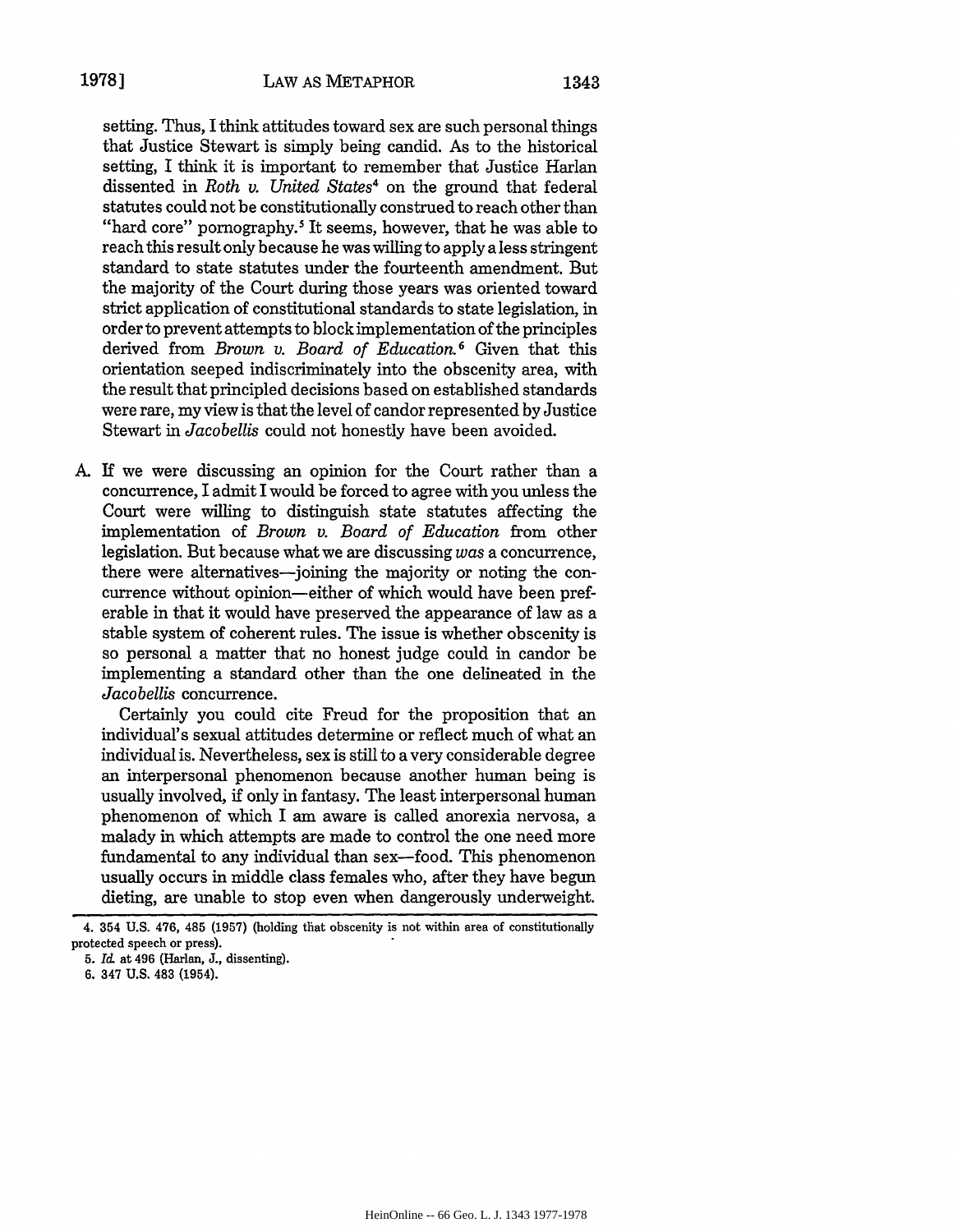setting. Thus, I think attitudes toward sex are such personal things that Justice Stewart is simply being candid. As to the historical setting, I think it is important to remember that Justice Harlan dissented in *Roth v. United States*[4] on the ground that federal statutes could not be constitutionally construed to reach other than "hard core" pornography.[5] It seems, however, that he was able to reach this result only because he was willing to apply a less stringent standard to state statutes under the fourteenth amendment. But the majority of the Court during those years was oriented toward strict application of constitutional standards to state legislation, in order to prevent attempts to block implementation of the principles derived from *Brown v. Board of Education.*[6] Given that this orientation seeped indiscriminately into the obscenity area, with the result that principled decisions based on established standards were rare, my view is that the level of candor represented by Justice Stewart in *Jacobellis* could not honestly have been avoided.

A. If we were discussing an opinion for the Court rather than a concurrence, I admit I would be forced to agree with you unless the Court were willing to distinguish state statutes affecting the implementation of *Brown v. Board of Education* from other legislation. But because what we are discussing *was* a concurrence, there were alternatives—joining the majority or noting the concurrence without opinion—either of which would have been preferable in that it would have preserved the appearance of law as a stable system of coherent rules. The issue is whether obscenity is so personal a matter that no honest judge could in candor be implementing a standard other than the one delineated in the *Jacobellis* concurrence.

Certainly you could cite Freud for the proposition that an individual's sexual attitudes determine or reflect much of what an individual is. Nevertheless, sex is still to a very considerable degree an interpersonal phenomenon because another human being is usually involved, if only in fantasy. The least interpersonal human phenomenon of which I am aware is called anorexia nervosa, a malady in which attempts are made to control the one need more fundamental to any individual than sex—food. This phenomenon usually occurs in middle class females who, after they have begun dieting, are unable to stop even when dangerously underweight.

---

4. 354 U.S. 476, 485 (1957) (holding that obscenity is not within area of constitutionally protected speech or press).

5. *Id.* at 496 (Harlan, J., dissenting).

6. 347 U.S. 483 (1954).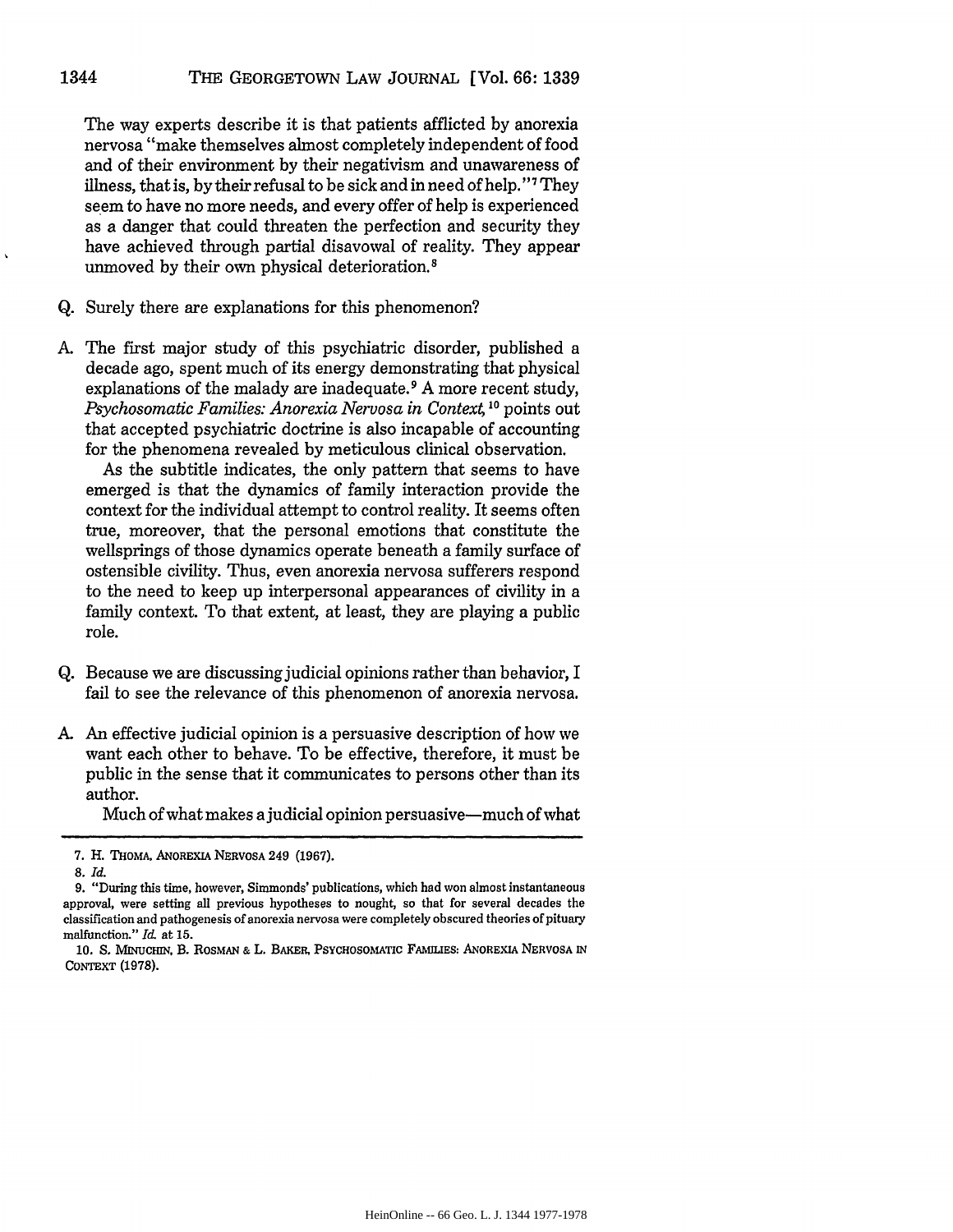The way experts describe it is that patients afflicted by anorexia nervosa "make themselves almost completely independent of food and of their environment by their negativism and unawareness of illness, that is, by their refusal to be sick and in need of help."[7] They seem to have no more needs, and every offer of help is experienced as a danger that could threaten the perfection and security they have achieved through partial disavowal of reality. They appear unmoved by their own physical deterioration.[8]

Q. Surely there are explanations for this phenomenon?

A. The first major study of this psychiatric disorder, published a decade ago, spent much of its energy demonstrating that physical explanations of the malady are inadequate.[9] A more recent study, *Psychosomatic Families: Anorexia Nervosa in Context*,[10] points out that accepted psychiatric doctrine is also incapable of accounting for the phenomena revealed by meticulous clinical observation.

As the subtitle indicates, the only pattern that seems to have emerged is that the dynamics of family interaction provide the context for the individual attempt to control reality. It seems often true, moreover, that the personal emotions that constitute the wellsprings of those dynamics operate beneath a family surface of ostensible civility. Thus, even anorexia nervosa sufferers respond to the need to keep up interpersonal appearances of civility in a family context. To that extent, at least, they are playing a public role.

Q. Because we are discussing judicial opinions rather than behavior, I fail to see the relevance of this phenomenon of anorexia nervosa.

A. An effective judicial opinion is a persuasive description of how we want each other to behave. To be effective, therefore, it must be public in the sense that it communicates to persons other than its author.

Much of what makes a judicial opinion persuasive—much of what

---

7. H. Thoma, Anorexia Nervosa 249 (1967).

8. *Id.*

9. "During this time, however, Simmonds' publications, which had won almost instantaneous approval, were setting all previous hypotheses to nought, so that for several decades the classification and pathogenesis of anorexia nervosa were completely obscured theories of pituary malfunction." *Id.* at 15.

10. S. Minuchin, B. Rosman & L. Baker, Psychosomatic Families: Anorexia Nervosa in Context (1978).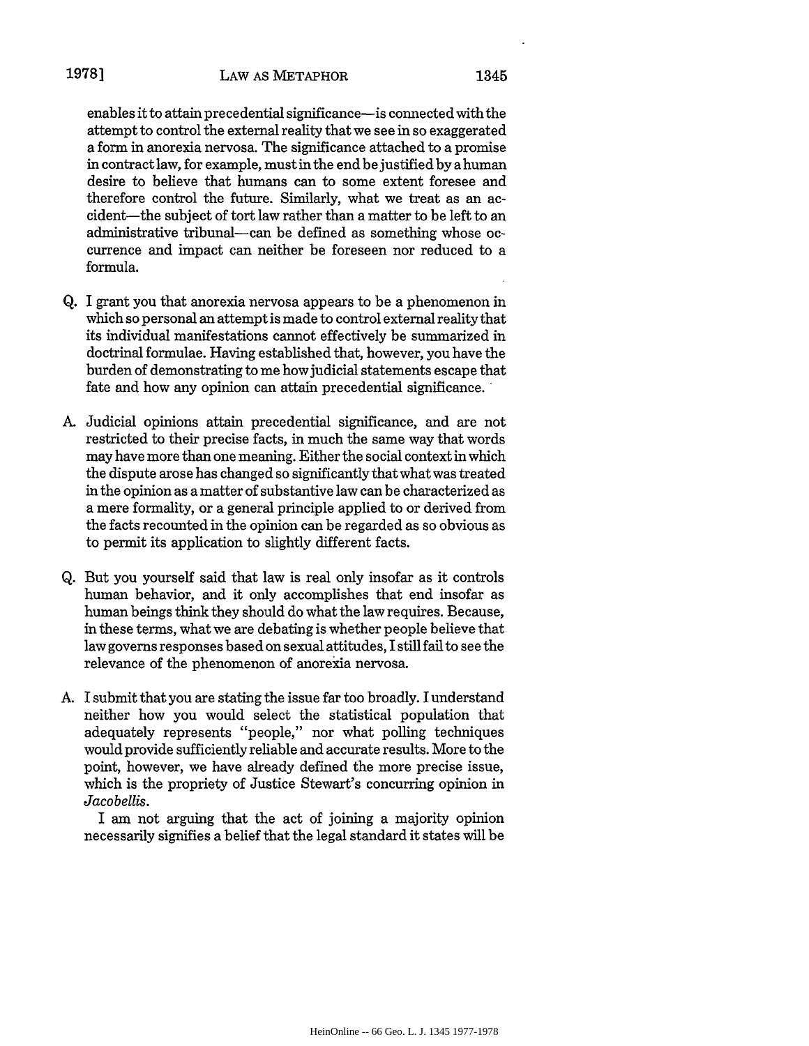enables it to attain precedential significance—is connected with the attempt to control the external reality that we see in so exaggerated a form in anorexia nervosa. The significance attached to a promise in contract law, for example, must in the end be justified by a human desire to believe that humans can to some extent foresee and therefore control the future. Similarly, what we treat as an accident—the subject of tort law rather than a matter to be left to an administrative tribunal—can be defined as something whose occurrence and impact can neither be foreseen nor reduced to a formula.

Q. I grant you that anorexia nervosa appears to be a phenomenon in which so personal an attempt is made to control external reality that its individual manifestations cannot effectively be summarized in doctrinal formulae. Having established that, however, you have the burden of demonstrating to me how judicial statements escape that fate and how any opinion can attain precedential significance.

A. Judicial opinions attain precedential significance, and are not restricted to their precise facts, in much the same way that words may have more than one meaning. Either the social context in which the dispute arose has changed so significantly that what was treated in the opinion as a matter of substantive law can be characterized as a mere formality, or a general principle applied to or derived from the facts recounted in the opinion can be regarded as so obvious as to permit its application to slightly different facts.

Q. But you yourself said that law is real only insofar as it controls human behavior, and it only accomplishes that end insofar as human beings think they should do what the law requires. Because, in these terms, what we are debating is whether people believe that law governs responses based on sexual attitudes, I still fail to see the relevance of the phenomenon of anorexia nervosa.

A. I submit that you are stating the issue far too broadly. I understand neither how you would select the statistical population that adequately represents "people," nor what polling techniques would provide sufficiently reliable and accurate results. More to the point, however, we have already defined the more precise issue, which is the propriety of Justice Stewart's concurring opinion in *Jacobellis*.

I am not arguing that the act of joining a majority opinion necessarily signifies a belief that the legal standard it states will be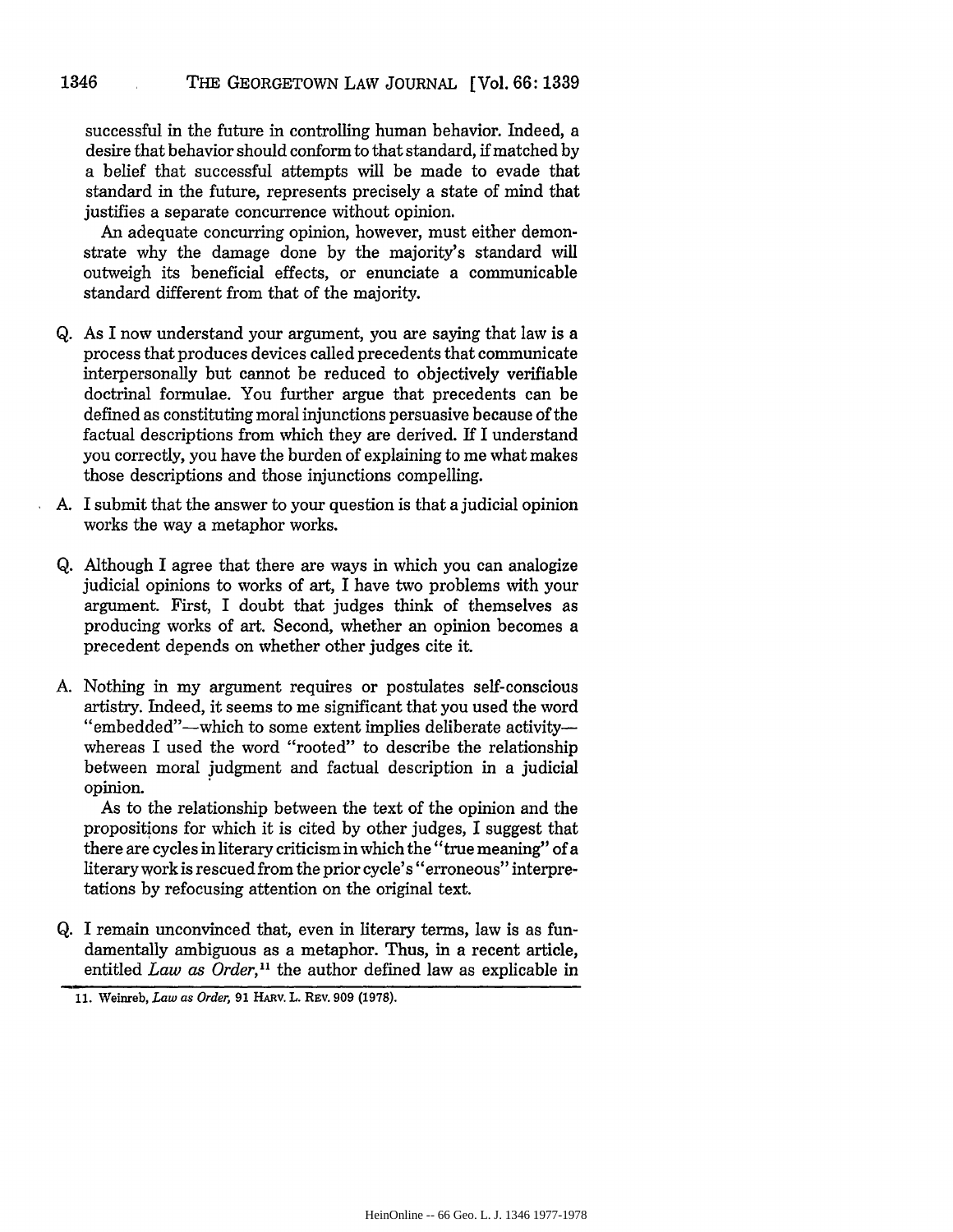successful in the future in controlling human behavior. Indeed, a desire that behavior should conform to that standard, if matched by a belief that successful attempts will be made to evade that standard in the future, represents precisely a state of mind that justifies a separate concurrence without opinion.

An adequate concurring opinion, however, must either demonstrate why the damage done by the majority's standard will outweigh its beneficial effects, or enunciate a communicable standard different from that of the majority.

Q. As I now understand your argument, you are saying that law is a process that produces devices called precedents that communicate interpersonally but cannot be reduced to objectively verifiable doctrinal formulae. You further argue that precedents can be defined as constituting moral injunctions persuasive because of the factual descriptions from which they are derived. If I understand you correctly, you have the burden of explaining to me what makes those descriptions and those injunctions compelling.

A. I submit that the answer to your question is that a judicial opinion works the way a metaphor works.

Q. Although I agree that there are ways in which you can analogize judicial opinions to works of art, I have two problems with your argument. First, I doubt that judges think of themselves as producing works of art. Second, whether an opinion becomes a precedent depends on whether other judges cite it.

A. Nothing in my argument requires or postulates self-conscious artistry. Indeed, it seems to me significant that you used the word "embedded"—which to some extent implies deliberate activity—whereas I used the word "rooted" to describe the relationship between moral judgment and factual description in a judicial opinion.

As to the relationship between the text of the opinion and the propositions for which it is cited by other judges, I suggest that there are cycles in literary criticism in which the "true meaning" of a literary work is rescued from the prior cycle's "erroneous" interpretations by refocusing attention on the original text.

Q. I remain unconvinced that, even in literary terms, law is as fundamentally ambiguous as a metaphor. Thus, in a recent article, entitled *Law as Order*,[11] the author defined law as explicable in

11. Weinreb, *Law as Order*, 91 HARV. L. REV. 909 (1978).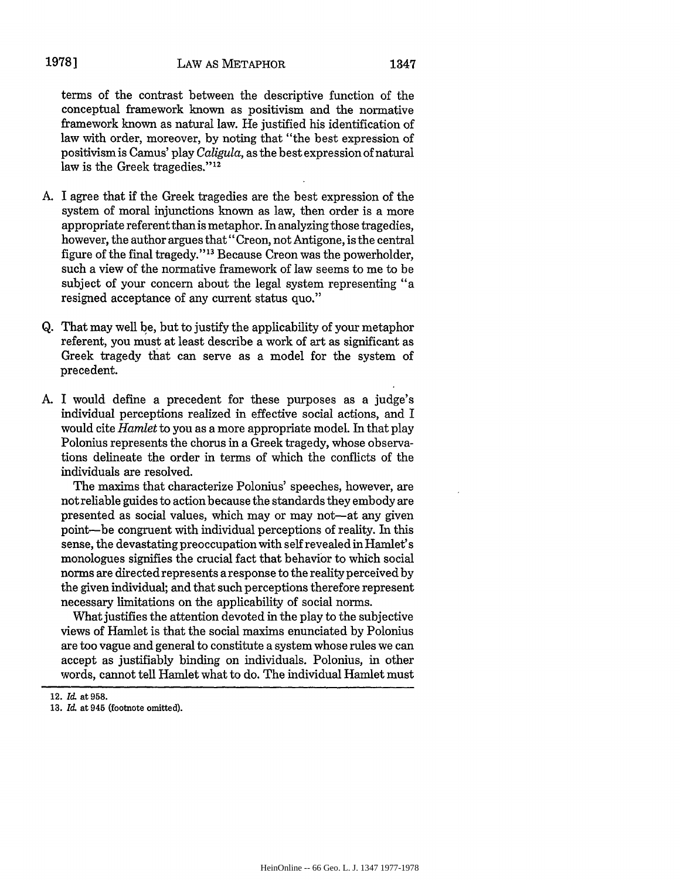terms of the contrast between the descriptive function of the conceptual framework known as positivism and the normative framework known as natural law. He justified his identification of law with order, moreover, by noting that "the best expression of positivism is Camus' play *Caligula*, as the best expression of natural law is the Greek tragedies."[12]

A. I agree that if the Greek tragedies are the best expression of the system of moral injunctions known as law, then order is a more appropriate referent than is metaphor. In analyzing those tragedies, however, the author argues that "Creon, not Antigone, is the central figure of the final tragedy."[13] Because Creon was the powerholder, such a view of the normative framework of law seems to me to be subject of your concern about the legal system representing "a resigned acceptance of any current status quo."

Q. That may well be, but to justify the applicability of your metaphor referent, you must at least describe a work of art as significant as Greek tragedy that can serve as a model for the system of precedent.

A. I would define a precedent for these purposes as a judge's individual perceptions realized in effective social actions, and I would cite *Hamlet* to you as a more appropriate model. In that play Polonius represents the chorus in a Greek tragedy, whose observations delineate the order in terms of which the conflicts of the individuals are resolved.

The maxims that characterize Polonius' speeches, however, are not reliable guides to action because the standards they embody are presented as social values, which may or may not—at any given point—be congruent with individual perceptions of reality. In this sense, the devastating preoccupation with self revealed in Hamlet's monologues signifies the crucial fact that behavior to which social norms are directed represents a response to the reality perceived by the given individual; and that such perceptions therefore represent necessary limitations on the applicability of social norms.

What justifies the attention devoted in the play to the subjective views of Hamlet is that the social maxims enunciated by Polonius are too vague and general to constitute a system whose rules we can accept as justifiably binding on individuals. Polonius, in other words, cannot tell Hamlet what to do. The individual Hamlet must

---

12. *Id.* at 958.

13. *Id.* at 945 (footnote omitted).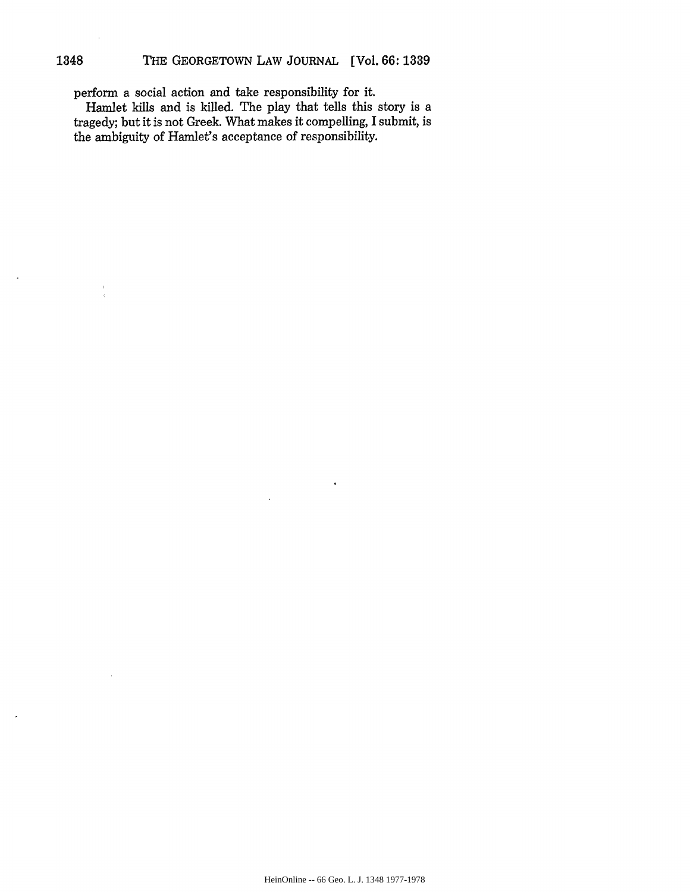perform a social action and take responsibility for it.

Hamlet kills and is killed. The play that tells this story is a tragedy; but it is not Greek. What makes it compelling, I submit, is the ambiguity of Hamlet's acceptance of responsibility.